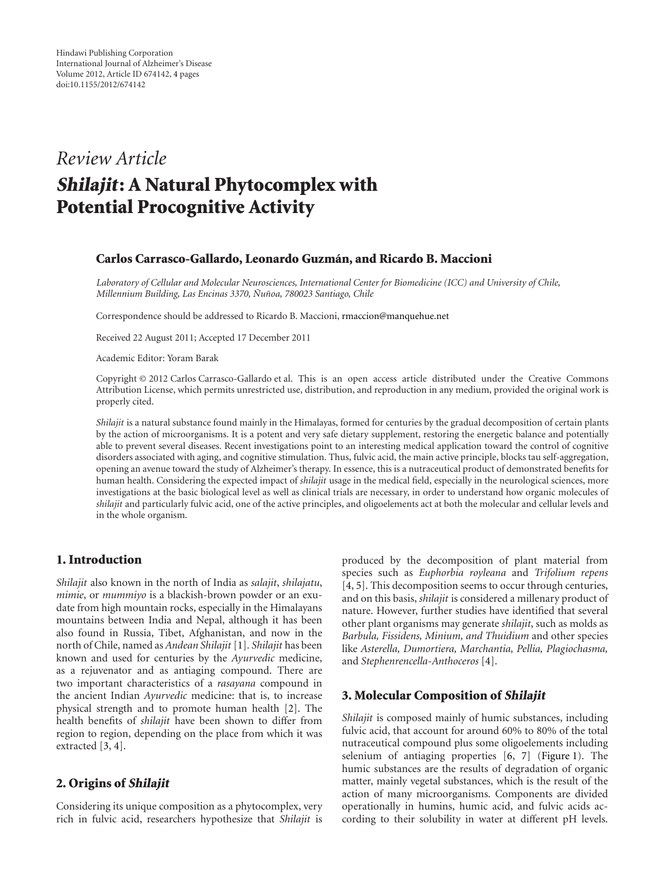*Review Article*

# *Shilajit*: A Natural Phytocomplex with Potential Procognitive Activity

**Carlos Carrasco-Gallardo, Leonardo Guzmán, and Ricardo B. Maccioni**

*Laboratory of Cellular and Molecular Neurosciences, International Center for Biomedicine (ICC) and University of Chile, Millennium Building, Las Encinas 3370, Ñuñoa, 780023 Santiago, Chile*

Correspondence should be addressed to Ricardo B. Maccioni, rmaccion@manquehue.net

Received 22 August 2011; Accepted 17 December 2011

Academic Editor: Yoram Barak

Copyright © 2012 Carlos Carrasco-Gallardo et al. This is an open access article distributed under the Creative Commons Attribution License, which permits unrestricted use, distribution, and reproduction in any medium, provided the original work is properly cited.

*Shilajit* is a natural substance found mainly in the Himalayas, formed for centuries by the gradual decomposition of certain plants by the action of microorganisms. It is a potent and very safe dietary supplement, restoring the energetic balance and potentially able to prevent several diseases. Recent investigations point to an interesting medical application toward the control of cognitive disorders associated with aging, and cognitive stimulation. Thus, fulvic acid, the main active principle, blocks tau self-aggregation, opening an avenue toward the study of Alzheimer's therapy. In essence, this is a nutraceutical product of demonstrated benefits for human health. Considering the expected impact of *shilajit* usage in the medical field, especially in the neurological sciences, more investigations at the basic biological level as well as clinical trials are necessary, in order to understand how organic molecules of *shilajit* and particularly fulvic acid, one of the active principles, and oligoelements act at both the molecular and cellular levels and in the whole organism.

## 1. Introduction

*Shilajit* also known in the north of India as *salajit*, *shilajatu*, *mimie*, or *mummiyo* is a blackish-brown powder or an exudate from high mountain rocks, especially in the Himalayans mountains between India and Nepal, although it has been also found in Russia, Tibet, Afghanistan, and now in the north of Chile, named as *Andean Shilajit* [1]. *Shilajit* has been known and used for centuries by the *Ayurvedic* medicine, as a rejuvenator and as antiaging compound. There are two important characteristics of a *rasayana* compound in the ancient Indian *Ayurvedic* medicine: that is, to increase physical strength and to promote human health [2]. The health benefits of *shilajit* have been shown to differ from region to region, depending on the place from which it was extracted [3, 4].

## 2. Origins of *Shilajit*

Considering its unique composition as a phytocomplex, very rich in fulvic acid, researchers hypothesize that *Shilajit* is produced by the decomposition of plant material from species such as *Euphorbia royleana* and *Trifolium repens* [4, 5]. This decomposition seems to occur through centuries, and on this basis, *shilajit* is considered a millenary product of nature. However, further studies have identified that several other plant organisms may generate *shilajit*, such as molds as *Barbula, Fissidens, Minium, and Thuidium* and other species like *Asterella, Dumortiera, Marchantia, Pellia, Plagiochasma,* and *Stephenrencella-Anthoceros* [4].

## 3. Molecular Composition of *Shilajit*

*Shilajit* is composed mainly of humic substances, including fulvic acid, that account for around 60% to 80% of the total nutraceutical compound plus some oligoelements including selenium of antiaging properties [6, 7] (Figure 1). The humic substances are the results of degradation of organic matter, mainly vegetal substances, which is the result of the action of many microorganisms. Components are divided operationally in humins, humic acid, and fulvic acids according to their solubility in water at different pH levels.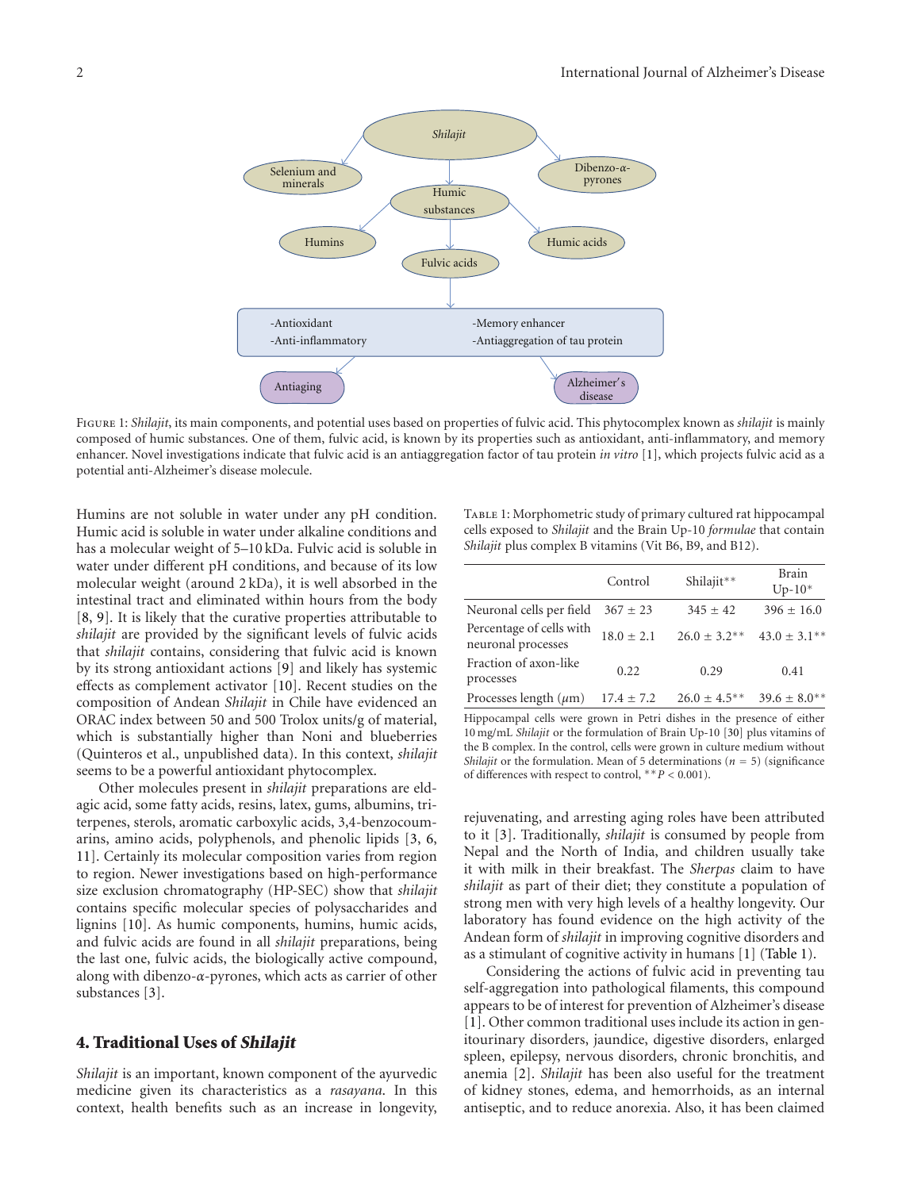Figure 1: *Shilajit*, its main components, and potential uses based on properties of fulvic acid. This phytocomplex known as *shilajit* is mainly composed of humic substances. One of them, fulvic acid, is known by its properties such as antioxidant, anti-inflammatory, and memory enhancer. Novel investigations indicate that fulvic acid is an antiaggregation factor of tau protein *in vitro* [1], which projects fulvic acid as a potential anti-Alzheimer's disease molecule.

Humins are not soluble in water under any pH condition. Humic acid is soluble in water under alkaline conditions and has a molecular weight of 5–10 kDa. Fulvic acid is soluble in water under different pH conditions, and because of its low molecular weight (around 2 kDa), it is well absorbed in the intestinal tract and eliminated within hours from the body [8, 9]. It is likely that the curative properties attributable to *shilajit* are provided by the significant levels of fulvic acids that *shilajit* contains, considering that fulvic acid is known by its strong antioxidant actions [9] and likely has systemic effects as complement activator [10]. Recent studies on the composition of Andean *Shilajit* in Chile have evidenced an ORAC index between 50 and 500 Trolox units/g of material, which is substantially higher than Noni and blueberries (Quinteros et al., unpublished data). In this context, *shilajit* seems to be a powerful antioxidant phytocomplex.

Other molecules present in *shilajit* preparations are eldagic acid, some fatty acids, resins, latex, gums, albumins, triterpenes, sterols, aromatic carboxylic acids, 3,4-benzocoumarins, amino acids, polyphenols, and phenolic lipids [3, 6, 11]. Certainly its molecular composition varies from region to region. Newer investigations based on high-performance size exclusion chromatography (HP-SEC) show that *shilajit* contains specific molecular species of polysaccharides and lignins [10]. As humic components, humins, humic acids, and fulvic acids are found in all *shilajit* preparations, being the last one, fulvic acids, the biologically active compound, along with dibenzo-$\alpha$-pyrones, which acts as carrier of other substances [3].

## 4. Traditional Uses of *Shilajit*

*Shilajit* is an important, known component of the ayurvedic medicine given its characteristics as a *rasayana*. In this context, health benefits such as an increase in longevity, rejuvenating, and arresting aging roles have been attributed to it [3]. Traditionally, *shilajit* is consumed by people from Nepal and the North of India, and children usually take it with milk in their breakfast. The *Sherpas* claim to have *shilajit* as part of their diet; they constitute a population of strong men with very high levels of a healthy longevity. Our laboratory has found evidence on the high activity of the Andean form of *shilajit* in improving cognitive disorders and as a stimulant of cognitive activity in humans [1] (Table 1).

Table 1: Morphometric study of primary cultured rat hippocampal cells exposed to *Shilajit* and the Brain Up-10 *formulae* that contain *Shilajit* plus complex B vitamins (Vit B6, B9, and B12).

| | Control | Shilajit** | Brain Up-10* |
|---|---|---|---|
| Neuronal cells per field | 367 ± 23 | 345 ± 42 | 396 ± 16.0 |
| Percentage of cells with neuronal processes | 18.0 ± 2.1 | 26.0 ± 3.2** | 43.0 ± 3.1** |
| Fraction of axon-like processes | 0.22 | 0.29 | 0.41 |
| Processes length ($\mu$m) | 17.4 ± 7.2 | 26.0 ± 4.5** | 39.6 ± 8.0** |

Hippocampal cells were grown in Petri dishes in the presence of either 10 mg/mL *Shilajit* or the formulation of Brain Up-10 [30] plus vitamins of the B complex. In the control, cells were grown in culture medium without *Shilajit* or the formulation. Mean of 5 determinations ($n = 5$) (significance of differences with respect to control, $^{**}P < 0.001$).

Considering the actions of fulvic acid in preventing tau self-aggregation into pathological filaments, this compound appears to be of interest for prevention of Alzheimer's disease [1]. Other common traditional uses include its action in genitourinary disorders, jaundice, digestive disorders, enlarged spleen, epilepsy, nervous disorders, chronic bronchitis, and anemia [2]. *Shilajit* has been also useful for the treatment of kidney stones, edema, and hemorrhoids, as an internal antiseptic, and to reduce anorexia. Also, it has been claimed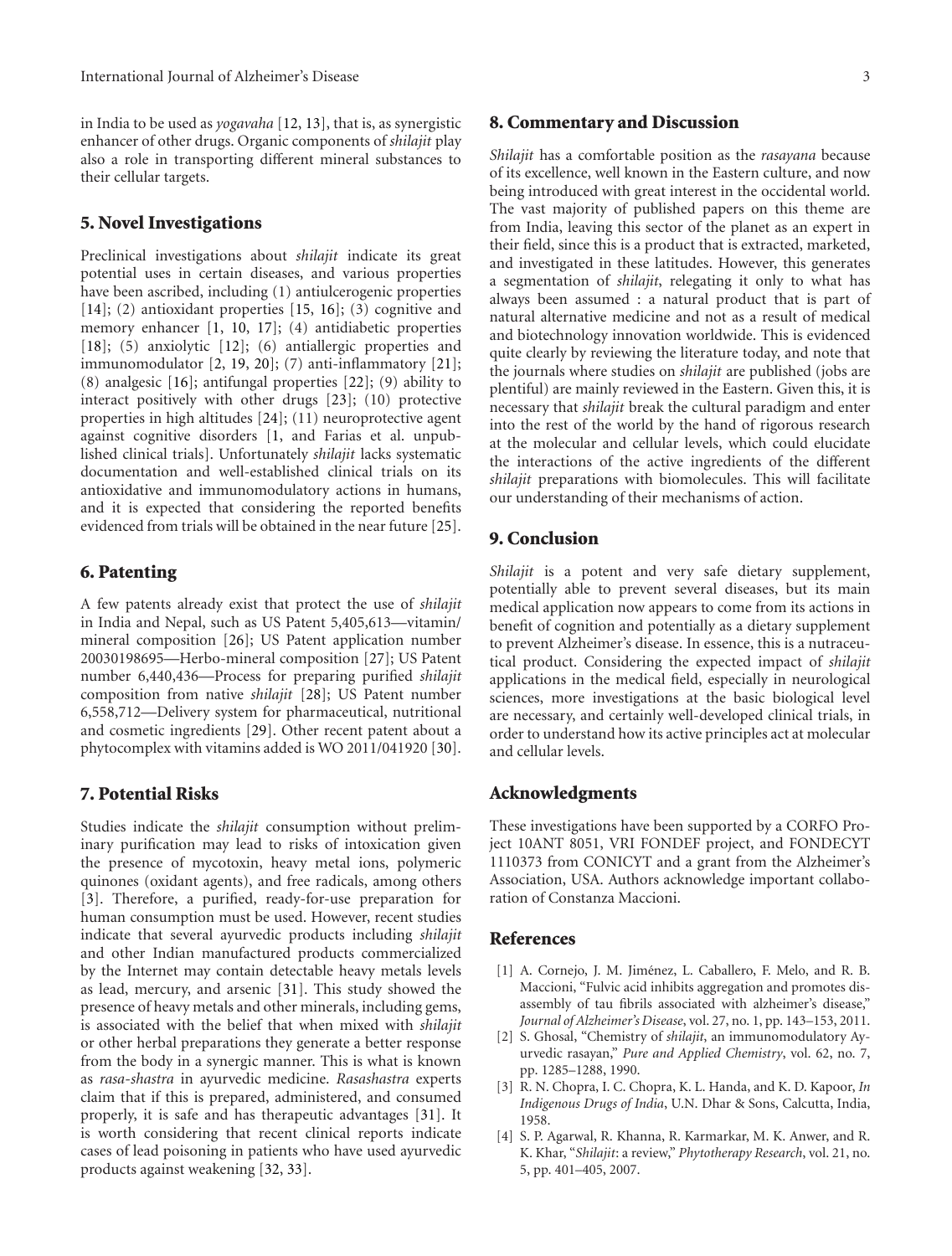in India to be used as *yogavaha* [12, 13], that is, as synergistic enhancer of other drugs. Organic components of *shilajit* play also a role in transporting different mineral substances to their cellular targets.

## 5. Novel Investigations

Preclinical investigations about *shilajit* indicate its great potential uses in certain diseases, and various properties have been ascribed, including (1) antiulcerogenic properties [14]; (2) antioxidant properties [15, 16]; (3) cognitive and memory enhancer [1, 10, 17]; (4) antidiabetic properties [18]; (5) anxiolytic [12]; (6) antiallergic properties and immunomodulator [2, 19, 20]; (7) anti-inflammatory [21]; (8) analgesic [16]; antifungal properties [22]; (9) ability to interact positively with other drugs [23]; (10) protective properties in high altitudes [24]; (11) neuroprotective agent against cognitive disorders [1, and Farias et al. unpublished clinical trials]. Unfortunately *shilajit* lacks systematic documentation and well-established clinical trials on its antioxidative and immunomodulatory actions in humans, and it is expected that considering the reported benefits evidenced from trials will be obtained in the near future [25].

## 6. Patenting

A few patents already exist that protect the use of *shilajit* in India and Nepal, such as US Patent 5,405,613—vitamin/mineral composition [26]; US Patent application number 20030198695—Herbo-mineral composition [27]; US Patent number 6,440,436—Process for preparing purified *shilajit* composition from native *shilajit* [28]; US Patent number 6,558,712—Delivery system for pharmaceutical, nutritional and cosmetic ingredients [29]. Other recent patent about a phytocomplex with vitamins added is WO 2011/041920 [30].

## 7. Potential Risks

Studies indicate the *shilajit* consumption without preliminary purification may lead to risks of intoxication given the presence of mycotoxin, heavy metal ions, polymeric quinones (oxidant agents), and free radicals, among others [3]. Therefore, a purified, ready-for-use preparation for human consumption must be used. However, recent studies indicate that several ayurvedic products including *shilajit* and other Indian manufactured products commercialized by the Internet may contain detectable heavy metals levels as lead, mercury, and arsenic [31]. This study showed the presence of heavy metals and other minerals, including gems, is associated with the belief that when mixed with *shilajit* or other herbal preparations they generate a better response from the body in a synergic manner. This is what is known as *rasa-shastra* in ayurvedic medicine. *Rasashastra* experts claim that if this is prepared, administered, and consumed properly, it is safe and has therapeutic advantages [31]. It is worth considering that recent clinical reports indicate cases of lead poisoning in patients who have used ayurvedic products against weakening [32, 33].

## 8. Commentary and Discussion

*Shilajit* has a comfortable position as the *rasayana* because of its excellence, well known in the Eastern culture, and now being introduced with great interest in the occidental world. The vast majority of published papers on this theme are from India, leaving this sector of the planet as an expert in their field, since this is a product that is extracted, marketed, and investigated in these latitudes. However, this generates a segmentation of *shilajit*, relegating it only to what has always been assumed : a natural product that is part of natural alternative medicine and not as a result of medical and biotechnology innovation worldwide. This is evidenced quite clearly by reviewing the literature today, and note that the journals where studies on *shilajit* are published (jobs are plentiful) are mainly reviewed in the Eastern. Given this, it is necessary that *shilajit* break the cultural paradigm and enter into the rest of the world by the hand of rigorous research at the molecular and cellular levels, which could elucidate the interactions of the active ingredients of the different *shilajit* preparations with biomolecules. This will facilitate our understanding of their mechanisms of action.

## 9. Conclusion

*Shilajit* is a potent and very safe dietary supplement, potentially able to prevent several diseases, but its main medical application now appears to come from its actions in benefit of cognition and potentially as a dietary supplement to prevent Alzheimer's disease. In essence, this is a nutraceutical product. Considering the expected impact of *shilajit* applications in the medical field, especially in neurological sciences, more investigations at the basic biological level are necessary, and certainly well-developed clinical trials, in order to understand how its active principles act at molecular and cellular levels.

## Acknowledgments

These investigations have been supported by a CORFO Project 10ANT 8051, VRI FONDEF project, and FONDECYT 1110373 from CONICYT and a grant from the Alzheimer's Association, USA. Authors acknowledge important collaboration of Constanza Maccioni.

## References

[1] A. Cornejo, J. M. Jiménez, L. Caballero, F. Melo, and R. B. Maccioni, "Fulvic acid inhibits aggregation and promotes disassembly of tau fibrils associated with alzheimer's disease," *Journal of Alzheimer's Disease*, vol. 27, no. 1, pp. 143–153, 2011.

[2] S. Ghosal, "Chemistry of *shilajit*, an immunomodulatory Ayurvedic rasayan," *Pure and Applied Chemistry*, vol. 62, no. 7, pp. 1285–1288, 1990.

[3] R. N. Chopra, I. C. Chopra, K. L. Handa, and K. D. Kapoor, *In Indigenous Drugs of India*, U.N. Dhar & Sons, Calcutta, India, 1958.

[4] S. P. Agarwal, R. Khanna, R. Karmarkar, M. K. Anwer, and R. K. Khar, "*Shilajit*: a review," *Phytotherapy Research*, vol. 21, no. 5, pp. 401–405, 2007.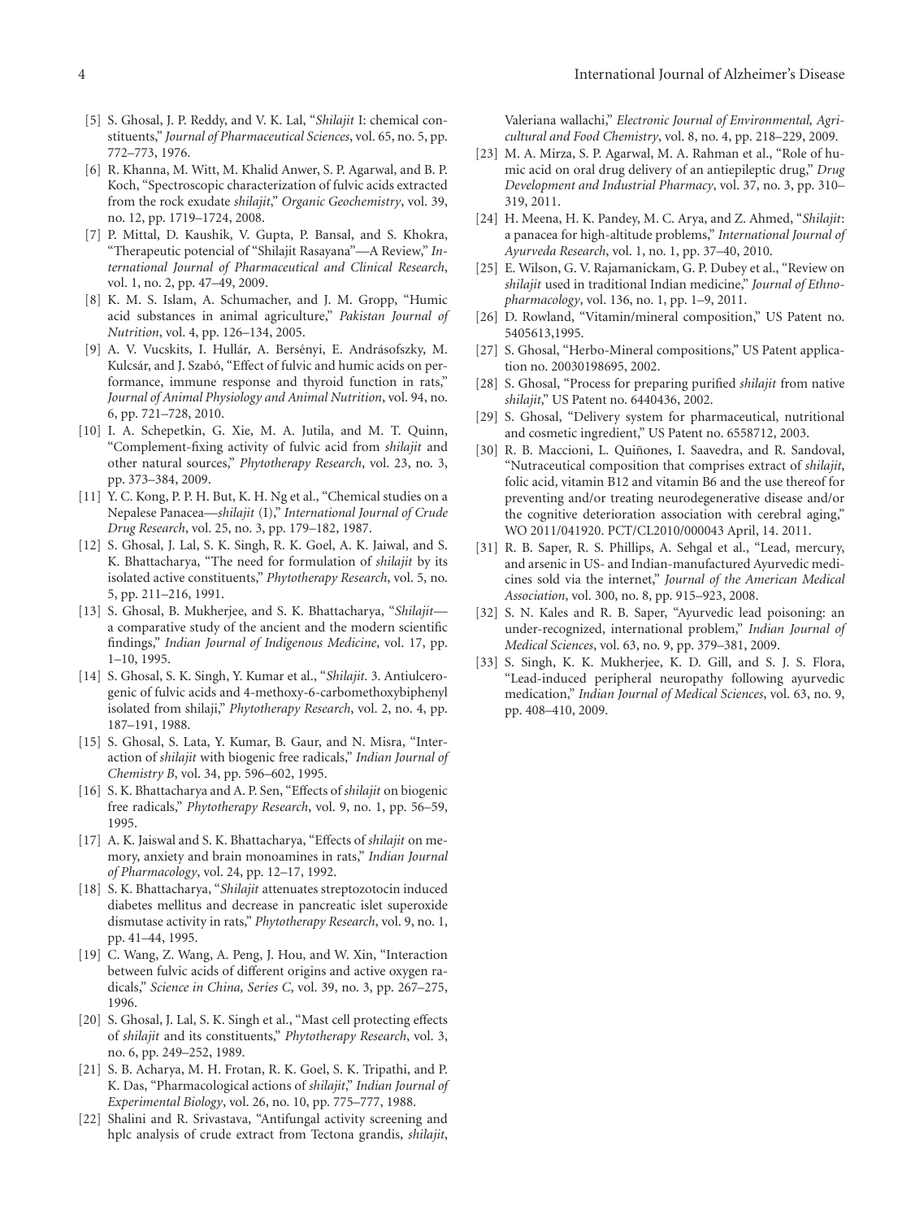[5] S. Ghosal, J. P. Reddy, and V. K. Lal, "*Shilajit* I: chemical constituents," *Journal of Pharmaceutical Sciences*, vol. 65, no. 5, pp. 772–773, 1976.

[6] R. Khanna, M. Witt, M. Khalid Anwer, S. P. Agarwal, and B. P. Koch, "Spectroscopic characterization of fulvic acids extracted from the rock exudate *shilajit*," *Organic Geochemistry*, vol. 39, no. 12, pp. 1719–1724, 2008.

[7] P. Mittal, D. Kaushik, V. Gupta, P. Bansal, and S. Khokra, "Therapeutic potencial of "Shilajit Rasayana"—A Review," *International Journal of Pharmaceutical and Clinical Research*, vol. 1, no. 2, pp. 47–49, 2009.

[8] K. M. S. Islam, A. Schumacher, and J. M. Gropp, "Humic acid substances in animal agriculture," *Pakistan Journal of Nutrition*, vol. 4, pp. 126–134, 2005.

[9] A. V. Vucskits, I. Hullár, A. Bersényi, E. Andrásofszky, M. Kulcsár, and J. Szabó, "Effect of fulvic and humic acids on performance, immune response and thyroid function in rats," *Journal of Animal Physiology and Animal Nutrition*, vol. 94, no. 6, pp. 721–728, 2010.

[10] I. A. Schepetkin, G. Xie, M. A. Jutila, and M. T. Quinn, "Complement-fixing activity of fulvic acid from *shilajit* and other natural sources," *Phytotherapy Research*, vol. 23, no. 3, pp. 373–384, 2009.

[11] Y. C. Kong, P. P. H. But, K. H. Ng et al., "Chemical studies on a Nepalese Panacea—*shilajit* (I)," *International Journal of Crude Drug Research*, vol. 25, no. 3, pp. 179–182, 1987.

[12] S. Ghosal, J. Lal, S. K. Singh, R. K. Goel, A. K. Jaiwal, and S. K. Bhattacharya, "The need for formulation of *shilajit* by its isolated active constituents," *Phytotherapy Research*, vol. 5, no. 5, pp. 211–216, 1991.

[13] S. Ghosal, B. Mukherjee, and S. K. Bhattacharya, "*Shilajit*—a comparative study of the ancient and the modern scientific findings," *Indian Journal of Indigenous Medicine*, vol. 17, pp. 1–10, 1995.

[14] S. Ghosal, S. K. Singh, Y. Kumar et al., "*Shilajit*. 3. Antiulcerogenic of fulvic acids and 4-methoxy-6-carbomethoxybiphenyl isolated from shilaji," *Phytotherapy Research*, vol. 2, no. 4, pp. 187–191, 1988.

[15] S. Ghosal, S. Lata, Y. Kumar, B. Gaur, and N. Misra, "Interaction of *shilajit* with biogenic free radicals," *Indian Journal of Chemistry B*, vol. 34, pp. 596–602, 1995.

[16] S. K. Bhattacharya and A. P. Sen, "Effects of *shilajit* on biogenic free radicals," *Phytotherapy Research*, vol. 9, no. 1, pp. 56–59, 1995.

[17] A. K. Jaiswal and S. K. Bhattacharya, "Effects of *shilajit* on memory, anxiety and brain monoamines in rats," *Indian Journal of Pharmacology*, vol. 24, pp. 12–17, 1992.

[18] S. K. Bhattacharya, "*Shilajit* attenuates streptozotocin induced diabetes mellitus and decrease in pancreatic islet superoxide dismutase activity in rats," *Phytotherapy Research*, vol. 9, no. 1, pp. 41–44, 1995.

[19] C. Wang, Z. Wang, A. Peng, J. Hou, and W. Xin, "Interaction between fulvic acids of different origins and active oxygen radicals," *Science in China, Series C*, vol. 39, no. 3, pp. 267–275, 1996.

[20] S. Ghosal, J. Lal, S. K. Singh et al., "Mast cell protecting effects of *shilajit* and its constituents," *Phytotherapy Research*, vol. 3, no. 6, pp. 249–252, 1989.

[21] S. B. Acharya, M. H. Frotan, R. K. Goel, S. K. Tripathi, and P. K. Das, "Pharmacological actions of *shilajit*," *Indian Journal of Experimental Biology*, vol. 26, no. 10, pp. 775–777, 1988.

[22] Shalini and R. Srivastava, "Antifungal activity screening and hplc analysis of crude extract from Tectona grandis, *shilajit*, Valeriana wallachi," *Electronic Journal of Environmental, Agricultural and Food Chemistry*, vol. 8, no. 4, pp. 218–229, 2009.

[23] M. A. Mirza, S. P. Agarwal, M. A. Rahman et al., "Role of humic acid on oral drug delivery of an antiepileptic drug," *Drug Development and Industrial Pharmacy*, vol. 37, no. 3, pp. 310–319, 2011.

[24] H. Meena, H. K. Pandey, M. C. Arya, and Z. Ahmed, "*Shilajit*: a panacea for high-altitude problems," *International Journal of Ayurveda Research*, vol. 1, no. 1, pp. 37–40, 2010.

[25] E. Wilson, G. V. Rajamanickam, G. P. Dubey et al., "Review on *shilajit* used in traditional Indian medicine," *Journal of Ethnopharmacology*, vol. 136, no. 1, pp. 1–9, 2011.

[26] D. Rowland, "Vitamin/mineral composition," US Patent no. 5405613,1995.

[27] S. Ghosal, "Herbo-Mineral compositions," US Patent application no. 20030198695, 2002.

[28] S. Ghosal, "Process for preparing purified *shilajit* from native *shilajit*," US Patent no. 6440436, 2002.

[29] S. Ghosal, "Delivery system for pharmaceutical, nutritional and cosmetic ingredient," US Patent no. 6558712, 2003.

[30] R. B. Maccioni, L. Quiñones, I. Saavedra, and R. Sandoval, "Nutraceutical composition that comprises extract of *shilajit*, folic acid, vitamin B12 and vitamin B6 and the use thereof for preventing and/or treating neurodegenerative disease and/or the cognitive deterioration association with cerebral aging," WO 2011/041920. PCT/CL2010/000043 April, 14. 2011.

[31] R. B. Saper, R. S. Phillips, A. Sehgal et al., "Lead, mercury, and arsenic in US- and Indian-manufactured Ayurvedic medicines sold via the internet," *Journal of the American Medical Association*, vol. 300, no. 8, pp. 915–923, 2008.

[32] S. N. Kales and R. B. Saper, "Ayurvedic lead poisoning: an under-recognized, international problem," *Indian Journal of Medical Sciences*, vol. 63, no. 9, pp. 379–381, 2009.

[33] S. Singh, K. K. Mukherjee, K. D. Gill, and S. J. S. Flora, "Lead-induced peripheral neuropathy following ayurvedic medication," *Indian Journal of Medical Sciences*, vol. 63, no. 9, pp. 408–410, 2009.